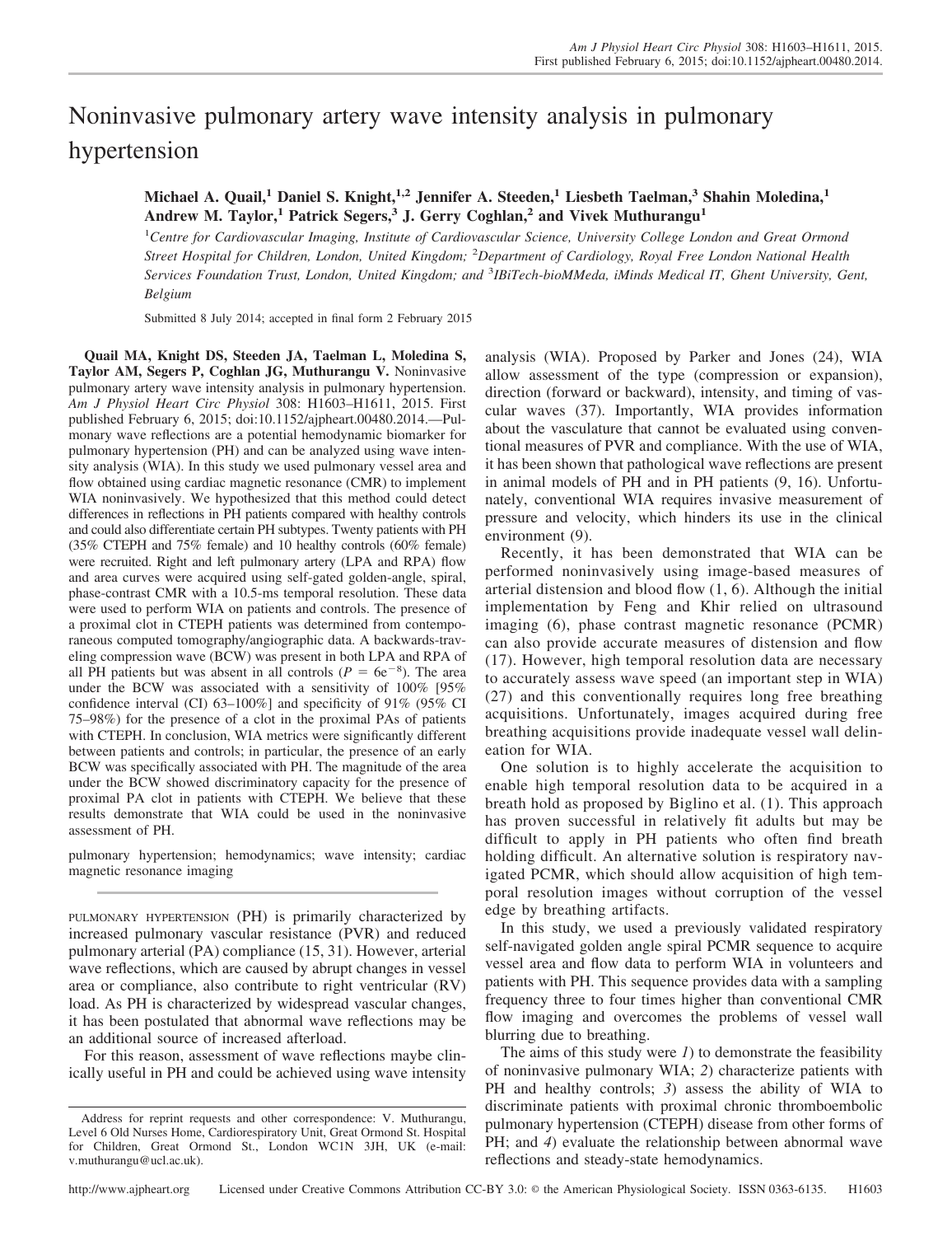# Noninvasive pulmonary artery wave intensity analysis in pulmonary hypertension

**Michael A. Quail,[1] Daniel S. Knight,[1,2] Jennifer A. Steeden,[1] Liesbeth Taelman,[3] Shahin Moledina,[1] Andrew M. Taylor,[1] Patrick Segers,[3] J. Gerry Coghlan,[2] and Vivek Muthurangu[1]**

[1]*Centre for Cardiovascular Imaging, Institute of Cardiovascular Science, University College London and Great Ormond Street Hospital for Children, London, United Kingdom;* [2]*Department of Cardiology, Royal Free London National Health Services Foundation Trust, London, United Kingdom; and* [3]*IBiTech-bioMMeda, iMinds Medical IT, Ghent University, Gent, Belgium*

Submitted 8 July 2014; accepted in final form 2 February 2015

**Quail MA, Knight DS, Steeden JA, Taelman L, Moledina S, Taylor AM, Segers P, Coghlan JG, Muthurangu V.** Noninvasive pulmonary artery wave intensity analysis in pulmonary hypertension. *Am J Physiol Heart Circ Physiol* 308: H1603–H1611, 2015. First published February 6, 2015; doi:10.1152/ajpheart.00480.2014.—Pulmonary wave reflections are a potential hemodynamic biomarker for pulmonary hypertension (PH) and can be analyzed using wave intensity analysis (WIA). In this study we used pulmonary vessel area and flow obtained using cardiac magnetic resonance (CMR) to implement WIA noninvasively. We hypothesized that this method could detect differences in reflections in PH patients compared with healthy controls and could also differentiate certain PH subtypes. Twenty patients with PH (35% CTEPH and 75% female) and 10 healthy controls (60% female) were recruited. Right and left pulmonary artery (LPA and RPA) flow and area curves were acquired using self-gated golden-angle, spiral, phase-contrast CMR with a 10.5-ms temporal resolution. These data were used to perform WIA on patients and controls. The presence of a proximal clot in CTEPH patients was determined from contemporaneous computed tomography/angiographic data. A backwards-traveling compression wave (BCW) was present in both LPA and RPA of all PH patients but was absent in all controls ($P = 6e^{-8}$). The area under the BCW was associated with a sensitivity of 100% [95% confidence interval (CI) 63–100%] and specificity of 91% (95% CI 75–98%) for the presence of a clot in the proximal PAs of patients with CTEPH. In conclusion, WIA metrics were significantly different between patients and controls; in particular, the presence of an early BCW was specifically associated with PH. The magnitude of the area under the BCW showed discriminatory capacity for the presence of proximal PA clot in patients with CTEPH. We believe that these results demonstrate that WIA could be used in the noninvasive assessment of PH.

pulmonary hypertension; hemodynamics; wave intensity; cardiac magnetic resonance imaging

PULMONARY HYPERTENSION (PH) is primarily characterized by increased pulmonary vascular resistance (PVR) and reduced pulmonary arterial (PA) compliance (15, 31). However, arterial wave reflections, which are caused by abrupt changes in vessel area or compliance, also contribute to right ventricular (RV) load. As PH is characterized by widespread vascular changes, it has been postulated that abnormal wave reflections may be an additional source of increased afterload.

For this reason, assessment of wave reflections maybe clinically useful in PH and could be achieved using wave intensity analysis (WIA). Proposed by Parker and Jones (24), WIA allow assessment of the type (compression or expansion), direction (forward or backward), intensity, and timing of vascular waves (37). Importantly, WIA provides information about the vasculature that cannot be evaluated using conventional measures of PVR and compliance. With the use of WIA, it has been shown that pathological wave reflections are present in animal models of PH and in PH patients (9, 16). Unfortunately, conventional WIA requires invasive measurement of pressure and velocity, which hinders its use in the clinical environment (9).

Recently, it has been demonstrated that WIA can be performed noninvasively using image-based measures of arterial distension and blood flow (1, 6). Although the initial implementation by Feng and Khir relied on ultrasound imaging (6), phase contrast magnetic resonance (PCMR) can also provide accurate measures of distension and flow (17). However, high temporal resolution data are necessary to accurately assess wave speed (an important step in WIA) (27) and this conventionally requires long free breathing acquisitions. Unfortunately, images acquired during free breathing acquisitions provide inadequate vessel wall delineation for WIA.

One solution is to highly accelerate the acquisition to enable high temporal resolution data to be acquired in a breath hold as proposed by Biglino et al. (1). This approach has proven successful in relatively fit adults but may be difficult to apply in PH patients who often find breath holding difficult. An alternative solution is respiratory navigated PCMR, which should allow acquisition of high temporal resolution images without corruption of the vessel edge by breathing artifacts.

In this study, we used a previously validated respiratory self-navigated golden angle spiral PCMR sequence to acquire vessel area and flow data to perform WIA in volunteers and patients with PH. This sequence provides data with a sampling frequency three to four times higher than conventional CMR flow imaging and overcomes the problems of vessel wall blurring due to breathing.

The aims of this study were *1*) to demonstrate the feasibility of noninvasive pulmonary WIA; *2*) characterize patients with PH and healthy controls; *3*) assess the ability of WIA to discriminate patients with proximal chronic thromboembolic pulmonary hypertension (CTEPH) disease from other forms of PH; and *4*) evaluate the relationship between abnormal wave reflections and steady-state hemodynamics.

Address for reprint requests and other correspondence: V. Muthurangu, Level 6 Old Nurses Home, Cardiorespiratory Unit, Great Ormond St. Hospital for Children, Great Ormond St., London WC1N 3JH, UK (e-mail: v.muthurangu@ucl.ac.uk).

Licensed under Creative Commons Attribution CC-BY 3.0: © the American Physiological Society. ISSN 0363-6135.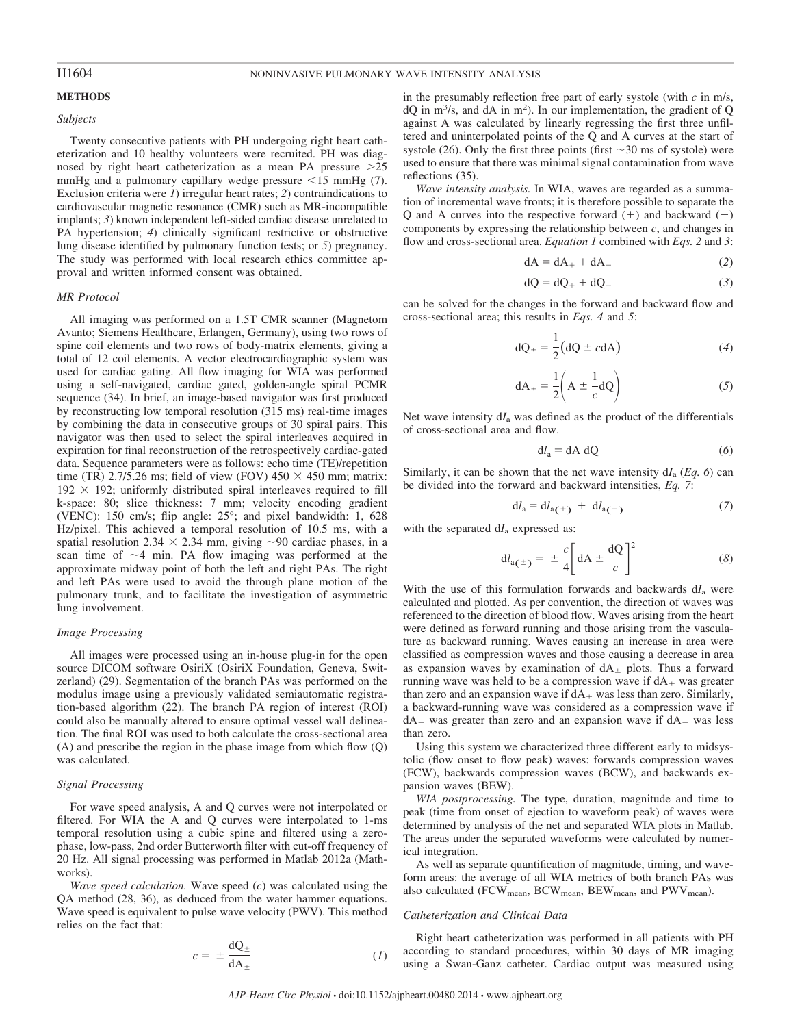## METHODS

### Subjects

Twenty consecutive patients with PH undergoing right heart catheterization and 10 healthy volunteers were recruited. PH was diagnosed by right heart catheterization as a mean PA pressure >25 mmHg and a pulmonary capillary wedge pressure <15 mmHg (7). Exclusion criteria were *1*) irregular heart rates; *2*) contraindications to cardiovascular magnetic resonance (CMR) such as MR-incompatible implants; *3*) known independent left-sided cardiac disease unrelated to PA hypertension; *4*) clinically significant restrictive or obstructive lung disease identified by pulmonary function tests; or *5*) pregnancy. The study was performed with local research ethics committee approval and written informed consent was obtained.

### MR Protocol

All imaging was performed on a 1.5T CMR scanner (Magnetom Avanto; Siemens Healthcare, Erlangen, Germany), using two rows of spine coil elements and two rows of body-matrix elements, giving a total of 12 coil elements. A vector electrocardiographic system was used for cardiac gating. All flow imaging for WIA was performed using a self-navigated, cardiac gated, golden-angle spiral PCMR sequence (34). In brief, an image-based navigator was first produced by reconstructing low temporal resolution (315 ms) real-time images by combining the data in consecutive groups of 30 spiral pairs. This navigator was then used to select the spiral interleaves acquired in expiration for final reconstruction of the retrospectively cardiac-gated data. Sequence parameters were as follows: echo time (TE)/repetition time (TR) 2.7/5.26 ms; field of view (FOV) 450 × 450 mm; matrix: 192 × 192; uniformly distributed spiral interleaves required to fill k-space: 80; slice thickness: 7 mm; velocity encoding gradient (VENC): 150 cm/s; flip angle: 25°; and pixel bandwidth: 1, 628 Hz/pixel. This achieved a temporal resolution of 10.5 ms, with a spatial resolution 2.34 × 2.34 mm, giving ~90 cardiac phases, in a scan time of ~4 min. PA flow imaging was performed at the approximate midway point of both the left and right PAs. The right and left PAs were used to avoid the through plane motion of the pulmonary trunk, and to facilitate the investigation of asymmetric lung involvement.

### Image Processing

All images were processed using an in-house plug-in for the open source DICOM software OsiriX (OsiriX Foundation, Geneva, Switzerland) (29). Segmentation of the branch PAs was performed on the modulus image using a previously validated semiautomatic registration-based algorithm (22). The branch PA region of interest (ROI) could also be manually altered to ensure optimal vessel wall delineation. The final ROI was used to both calculate the cross-sectional area (A) and prescribe the region in the phase image from which flow (Q) was calculated.

### Signal Processing

For wave speed analysis, A and Q curves were not interpolated or filtered. For WIA the A and Q curves were interpolated to 1-ms temporal resolution using a cubic spine and filtered using a zero-phase, low-pass, 2nd order Butterworth filter with cut-off frequency of 20 Hz. All signal processing was performed in Matlab 2012a (Mathworks).

*Wave speed calculation.* Wave speed ($c$) was calculated using the QA method (28, 36), as deduced from the water hammer equations. Wave speed is equivalent to pulse wave velocity (PWV). This method relies on the fact that:

$$c = \pm \frac{dQ_{\pm}}{dA_{\pm}} \tag{1}$$

in the presumably reflection free part of early systole (with $c$ in m/s, dQ in m$^3$/s, and dA in m$^2$). In our implementation, the gradient of Q against A was calculated by linearly regressing the first three unfiltered and uninterpolated points of the Q and A curves at the start of systole (26). Only the first three points (first ~30 ms of systole) were used to ensure that there was minimal signal contamination from wave reflections (35).

*Wave intensity analysis.* In WIA, waves are regarded as a summation of incremental wave fronts; it is therefore possible to separate the Q and A curves into the respective forward (+) and backward (−) components by expressing the relationship between $c$, and changes in flow and cross-sectional area. *Equation 1* combined with *Eqs. 2* and *3*:

$$dA = dA_+ + dA_- \tag{2}$$

$$dQ = dQ_+ + dQ_- \tag{3}$$

can be solved for the changes in the forward and backward flow and cross-sectional area; this results in *Eqs. 4* and *5*:

$$dQ_{\pm} = \frac{1}{2}\left(dQ \pm c dA\right) \tag{4}$$

$$dA_{\pm} = \frac{1}{2}\left(A \pm \frac{1}{c} dQ\right) \tag{5}$$

Net wave intensity d$I_a$ was defined as the product of the differentials of cross-sectional area and flow.

$$dI_a = dA\ dQ \tag{6}$$

Similarly, it can be shown that the net wave intensity d$I_a$ (*Eq. 6*) can be divided into the forward and backward intensities, *Eq. 7*:

$$dI_a = dI_{a(+)} + dI_{a(-)} \tag{7}$$

with the separated d$I_a$ expressed as:

$$dI_{a(\pm)} = \pm \frac{c}{4}\left[dA \pm \frac{dQ}{c}\right]^2 \tag{8}$$

With the use of this formulation forwards and backwards d$I_a$ were calculated and plotted. As per convention, the direction of waves was referenced to the direction of blood flow. Waves arising from the heart were defined as forward running and those arising from the vasculature as backward running. Waves causing an increase in area were classified as compression waves and those causing a decrease in area as expansion waves by examination of $dA_{\pm}$ plots. Thus a forward running wave was held to be a compression wave if $dA_+$ was greater than zero and an expansion wave if $dA_+$ was less than zero. Similarly, a backward-running wave was considered as a compression wave if $dA_-$ was greater than zero and an expansion wave if $dA_-$ was less than zero.

Using this system we characterized three different early to midsystolic (flow onset to flow peak) waves: forwards compression waves (FCW), backwards compression waves (BCW), and backwards expansion waves (BEW).

*WIA postprocessing.* The type, duration, magnitude and time to peak (time from onset of ejection to waveform peak) of waves were determined by analysis of the net and separated WIA plots in Matlab. The areas under the separated waveforms were calculated by numerical integration.

As well as separate quantification of magnitude, timing, and waveform areas: the average of all WIA metrics of both branch PAs was also calculated ($FCW_{mean}$, $BCW_{mean}$, $BEW_{mean}$, and $PWV_{mean}$).

### Catheterization and Clinical Data

Right heart catheterization was performed in all patients with PH according to standard procedures, within 30 days of MR imaging using a Swan-Ganz catheter. Cardiac output was measured using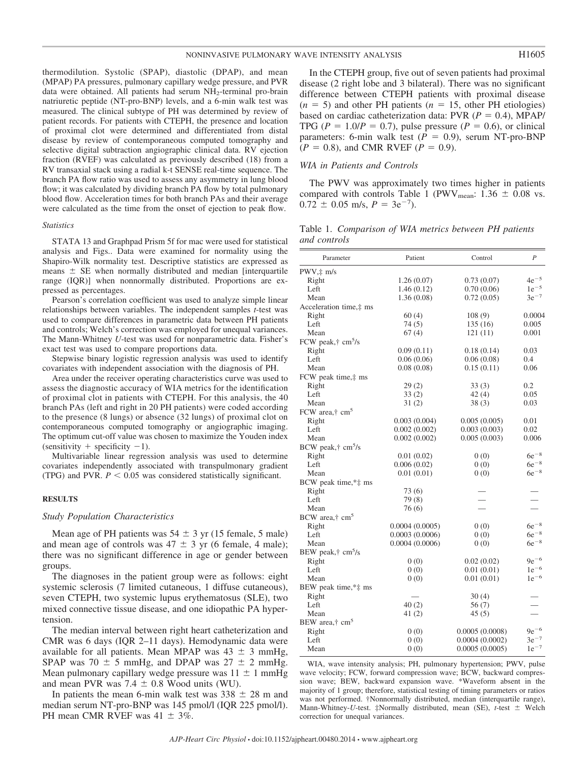thermodilution. Systolic (SPAP), diastolic (DPAP), and mean (MPAP) PA pressures, pulmonary capillary wedge pressure, and PVR data were obtained. All patients had serum $NH_2$-terminal pro-brain natriuretic peptide (NT-pro-BNP) levels, and a 6-min walk test was measured. The clinical subtype of PH was determined by review of patient records. For patients with CTEPH, the presence and location of proximal clot were determined and differentiated from distal disease by review of contemporaneous computed tomography and selective digital subtraction angiographic clinical data. RV ejection fraction (RVEF) was calculated as previously described (18) from a RV transaxial stack using a radial k-t SENSE real-time sequence. The branch PA flow ratio was used to assess any asymmetry in lung blood flow; it was calculated by dividing branch PA flow by total pulmonary blood flow. Acceleration times for both branch PAs and their average were calculated as the time from the onset of ejection to peak flow.

### Statistics

STATA 13 and Graphpad Prism 5f for mac were used for statistical analysis and Figs.. Data were examined for normality using the Shapiro-Wilk normality test. Descriptive statistics are expressed as means ± SE when normally distributed and median [interquartile range (IQR)] when nonnormally distributed. Proportions are expressed as percentages.

Pearson's correlation coefficient was used to analyze simple linear relationships between variables. The independent samples *t*-test was used to compare differences in parametric data between PH patients and controls; Welch's correction was employed for unequal variances. The Mann-Whitney *U*-test was used for nonparametric data. Fisher's exact test was used to compare proportions data.

Stepwise binary logistic regression analysis was used to identify covariates with independent association with the diagnosis of PH.

Area under the receiver operating characteristics curve was used to assess the diagnostic accuracy of WIA metrics for the identification of proximal clot in patients with CTEPH. For this analysis, the 40 branch PAs (left and right in 20 PH patients) were coded according to the presence (8 lungs) or absence (32 lungs) of proximal clot on contemporaneous computed tomography or angiographic imaging. The optimum cut-off value was chosen to maximize the Youden index (sensitivity + specificity −1).

Multivariable linear regression analysis was used to determine covariates independently associated with transpulmonary gradient (TPG) and PVR. $P < 0.05$ was considered statistically significant.

## RESULTS

### Study Population Characteristics

Mean age of PH patients was 54 ± 3 yr (15 female, 5 male) and mean age of controls was 47 ± 3 yr (6 female, 4 male); there was no significant difference in age or gender between groups.

The diagnoses in the patient group were as follows: eight systemic sclerosis (7 limited cutaneous, 1 diffuse cutaneous), seven CTEPH, two systemic lupus erythematosus (SLE), two mixed connective tissue disease, and one idiopathic PA hypertension.

The median interval between right heart catheterization and CMR was 6 days (IQR 2–11 days). Hemodynamic data were available for all patients. Mean MPAP was 43 ± 3 mmHg, SPAP was 70 ± 5 mmHg, and DPAP was 27 ± 2 mmHg. Mean pulmonary capillary wedge pressure was 11 ± 1 mmHg and mean PVR was 7.4 ± 0.8 Wood units (WU).

In patients the mean 6-min walk test was 338 ± 28 m and median serum NT-pro-BNP was 145 pmol/l (IQR 225 pmol/l). PH mean CMR RVEF was 41 ± 3%.

In the CTEPH group, five out of seven patients had proximal disease (2 right lobe and 3 bilateral). There was no significant difference between CTEPH patients with proximal disease ($n$ = 5) and other PH patients ($n$ = 15, other PH etiologies) based on cardiac catheterization data: PVR ($P$ = 0.4), MPAP/TPG ($P$ = 1.0/$P$ = 0.7), pulse pressure ($P$ = 0.6), or clinical parameters: 6-min walk test ($P$ = 0.9), serum NT-pro-BNP ($P$ = 0.8), and CMR RVEF ($P$ = 0.9).

### WIA in Patients and Controls

The PWV was approximately two times higher in patients compared with controls Table 1 ($PWV_{mean}$: 1.36 ± 0.08 vs. 0.72 ± 0.05 m/s, $P = 3e^{-7}$).

Table 1. *Comparison of WIA metrics between PH patients and controls*

| Parameter | Patient | Control | $P$ |
|---|---|---|---|
| PWV,‡ m/s | | | |
| Right | 1.26 (0.07) | 0.73 (0.07) | $4e^{-5}$ |
| Left | 1.46 (0.12) | 0.70 (0.06) | $1e^{-5}$ |
| Mean | 1.36 (0.08) | 0.72 (0.05) | $3e^{-7}$ |
| Acceleration time,‡ ms | | | |
| Right | 60 (4) | 108 (9) | 0.0004 |
| Left | 74 (5) | 135 (16) | 0.005 |
| Mean | 67 (4) | 121 (11) | 0.001 |
| FCW peak,† $cm^5/s$ | | | |
| Right | 0.09 (0.11) | 0.18 (0.14) | 0.03 |
| Left | 0.06 (0.06) | 0.06 (0.08) | 0.4 |
| Mean | 0.08 (0.08) | 0.15 (0.11) | 0.06 |
| FCW peak time,‡ ms | | | |
| Right | 29 (2) | 33 (3) | 0.2 |
| Left | 33 (2) | 42 (4) | 0.05 |
| Mean | 31 (2) | 38 (3) | 0.03 |
| FCW area,† $cm^5$ | | | |
| Right | 0.003 (0.004) | 0.005 (0.005) | 0.01 |
| Left | 0.002 (0.002) | 0.003 (0.003) | 0.02 |
| Mean | 0.002 (0.002) | 0.005 (0.003) | 0.006 |
| BCW peak,† $cm^5/s$ | | | |
| Right | 0.01 (0.02) | 0 (0) | $6e^{-8}$ |
| Left | 0.006 (0.02) | 0 (0) | $6e^{-8}$ |
| Mean | 0.01 (0.01) | 0 (0) | $6e^{-8}$ |
| BCW peak time,*‡ ms | | | |
| Right | 73 (6) | — | — |
| Left | 79 (8) | — | — |
| Mean | 76 (6) | — | — |
| BCW area,† $cm^5$ | | | |
| Right | 0.0004 (0.0005) | 0 (0) | $6e^{-8}$ |
| Left | 0.0003 (0.0006) | 0 (0) | $6e^{-8}$ |
| Mean | 0.0004 (0.0006) | 0 (0) | $6e^{-8}$ |
| BEW peak,† $cm^5/s$ | | | |
| Right | 0 (0) | 0.02 (0.02) | $9e^{-6}$ |
| Left | 0 (0) | 0.01 (0.01) | $1e^{-6}$ |
| Mean | 0 (0) | 0.01 (0.01) | $1e^{-6}$ |
| BEW peak time,*‡ ms | | | |
| Right | — | 30 (4) | — |
| Left | 40 (2) | 56 (7) | — |
| Mean | 41 (2) | 45 (5) | — |
| BEW area,† $cm^5$ | | | |
| Right | 0 (0) | 0.0005 (0.0008) | $9e^{-6}$ |
| Left | 0 (0) | 0.0004 (0.0002) | $3e^{-7}$ |
| Mean | 0 (0) | 0.0005 (0.0005) | $1e^{-7}$ |

WIA, wave intensity analysis; PH, pulmonary hypertension; PWV, pulse wave velocity; FCW, forward compression wave; BCW, backward compression wave; BEW, backward expansion wave. *Waveform absent in the majority of 1 group; therefore, statistical testing of timing parameters or ratios was not performed. †Nonnormally distributed, median (interquartile range), Mann-Whitney-*U*-test. ‡Normally distributed, mean (SE), *t*-test ± Welch correction for unequal variances.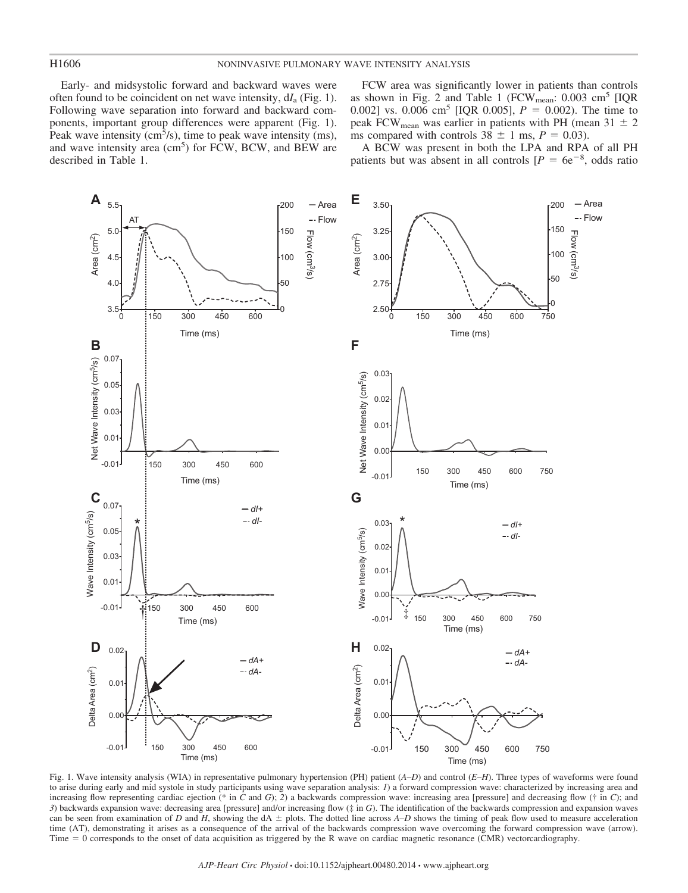Early- and midsystolic forward and backward waves were often found to be coincident on net wave intensity, $dI_a$ (Fig. 1). Following wave separation into forward and backward components, important group differences were apparent (Fig. 1). Peak wave intensity ($cm^5/s$), time to peak wave intensity (ms), and wave intensity area ($cm^5$) for FCW, BCW, and BEW are described in Table 1.

FCW area was significantly lower in patients than controls as shown in Fig. 2 and Table 1 ($FCW_{mean}$: 0.003 $cm^5$ [IQR 0.002] vs. 0.006 $cm^5$ [IQR 0.005], $P = 0.002$). The time to peak $FCW_{mean}$ was earlier in patients with PH (mean 31 ± 2 ms compared with controls 38 ± 1 ms, $P = 0.03$).

A BCW was present in both the LPA and RPA of all PH patients but was absent in all controls [$P = 6e^{-8}$, odds ratio

Fig. 1. Wave intensity analysis (WIA) in representative pulmonary hypertension (PH) patient (*A–D*) and control (*E–H*). Three types of waveforms were found to arise during early and mid systole in study participants using wave separation analysis: *1*) a forward compression wave: characterized by increasing area and increasing flow representing cardiac ejection (* in *C* and *G*); *2*) a backwards compression wave: increasing area [pressure] and decreasing flow († in *C*); and *3*) backwards expansion wave: decreasing area [pressure] and/or increasing flow (‡ in *G*). The identification of the backwards compression and expansion waves can be seen from examination of *D* and *H*, showing the dA ± plots. The dotted line across *A–D* shows the timing of peak flow used to measure acceleration time (AT), demonstrating it arises as a consequence of the arrival of the backwards compression wave overcoming the forward compression wave (arrow). Time = 0 corresponds to the onset of data acquisition as triggered by the R wave on cardiac magnetic resonance (CMR) vectorcardiography.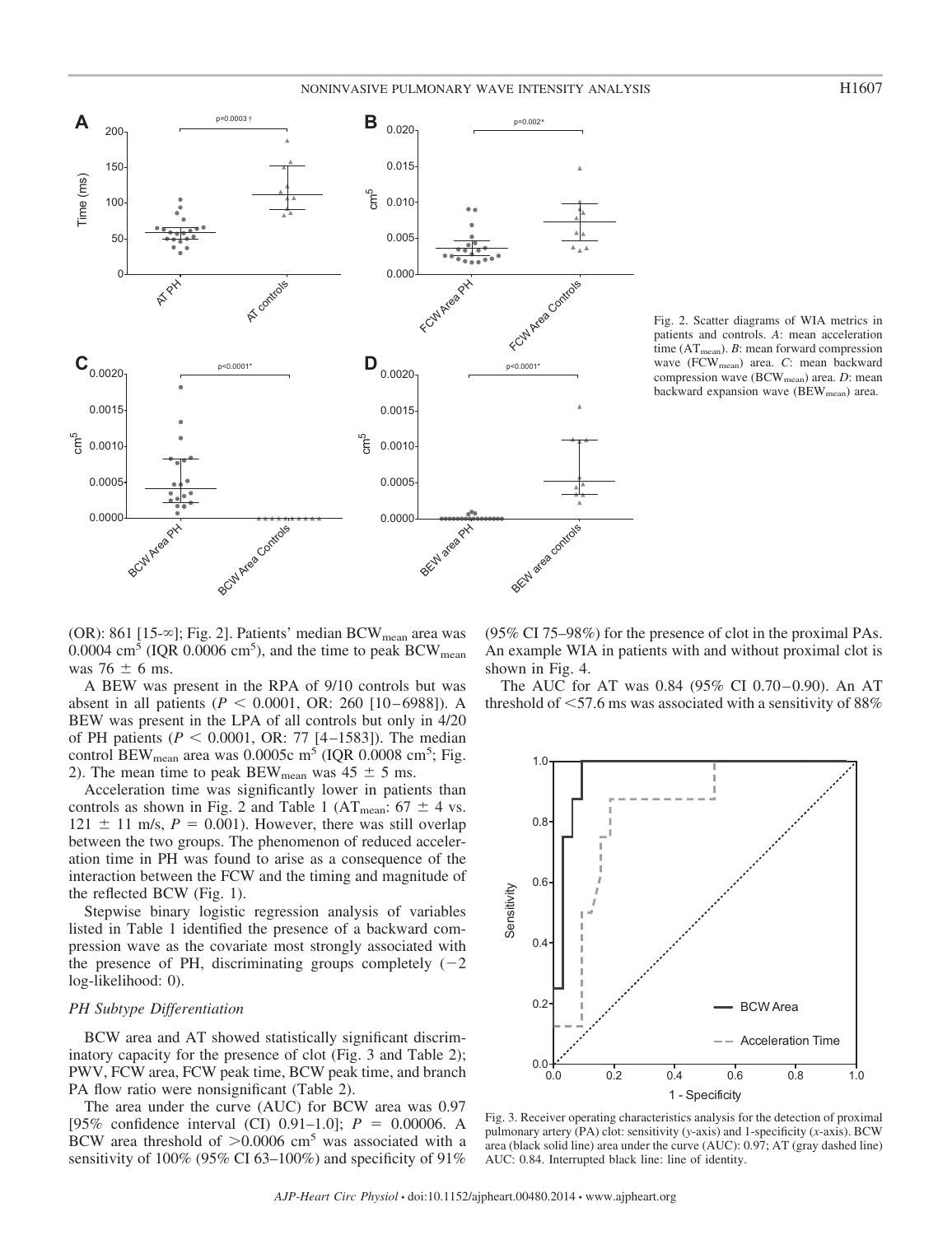Fig. 2. Scatter diagrams of WIA metrics in patients and controls. *A*: mean acceleration time ($AT_{mean}$). *B*: mean forward compression wave ($FCW_{mean}$) area. *C*: mean backward compression wave ($BCW_{mean}$) area. *D*: mean backward expansion wave ($BEW_{mean}$) area.

(OR): 861 [15-∞]; Fig. 2]. Patients' median $BCW_{mean}$ area was 0.0004 $cm^5$ (IQR 0.0006 $cm^5$), and the time to peak $BCW_{mean}$ was 76 ± 6 ms.

A BEW was present in the RPA of 9/10 controls but was absent in all patients ($P < 0.0001$, OR: 260 [10–6988]). A BEW was present in the LPA of all controls but only in 4/20 of PH patients ($P < 0.0001$, OR: 77 [4–1583]). The median control $BEW_{mean}$ area was 0.0005c $m^5$ (IQR 0.0008 $cm^5$; Fig. 2). The mean time to peak $BEW_{mean}$ was 45 ± 5 ms.

Acceleration time was significantly lower in patients than controls as shown in Fig. 2 and Table 1 ($AT_{mean}$: 67 ± 4 vs. 121 ± 11 m/s, $P = 0.001$). However, there was still overlap between the two groups. The phenomenon of reduced acceleration time in PH was found to arise as a consequence of the interaction between the FCW and the timing and magnitude of the reflected BCW (Fig. 1).

Stepwise binary logistic regression analysis of variables listed in Table 1 identified the presence of a backward compression wave as the covariate most strongly associated with the presence of PH, discriminating groups completely (−2 log-likelihood: 0).

### *PH Subtype Differentiation*

BCW area and AT showed statistically significant discriminatory capacity for the presence of clot (Fig. 3 and Table 2); PWV, FCW area, FCW peak time, BCW peak time, and branch PA flow ratio were nonsignificant (Table 2).

The area under the curve (AUC) for BCW area was 0.97 [95% confidence interval (CI) 0.91–1.0]; $P = 0.00006$. A BCW area threshold of >0.0006 $cm^5$ was associated with a sensitivity of 100% (95% CI 63–100%) and specificity of 91% (95% CI 75–98%) for the presence of clot in the proximal PAs. An example WIA in patients with and without proximal clot is shown in Fig. 4.

The AUC for AT was 0.84 (95% CI 0.70–0.90). An AT threshold of <57.6 ms was associated with a sensitivity of 88%

Fig. 3. Receiver operating characteristics analysis for the detection of proximal pulmonary artery (PA) clot: sensitivity (*y*-axis) and 1-specificity (*x*-axis). BCW area (black solid line) area under the curve (AUC): 0.97; AT (gray dashed line) AUC: 0.84. Interrupted black line: line of identity.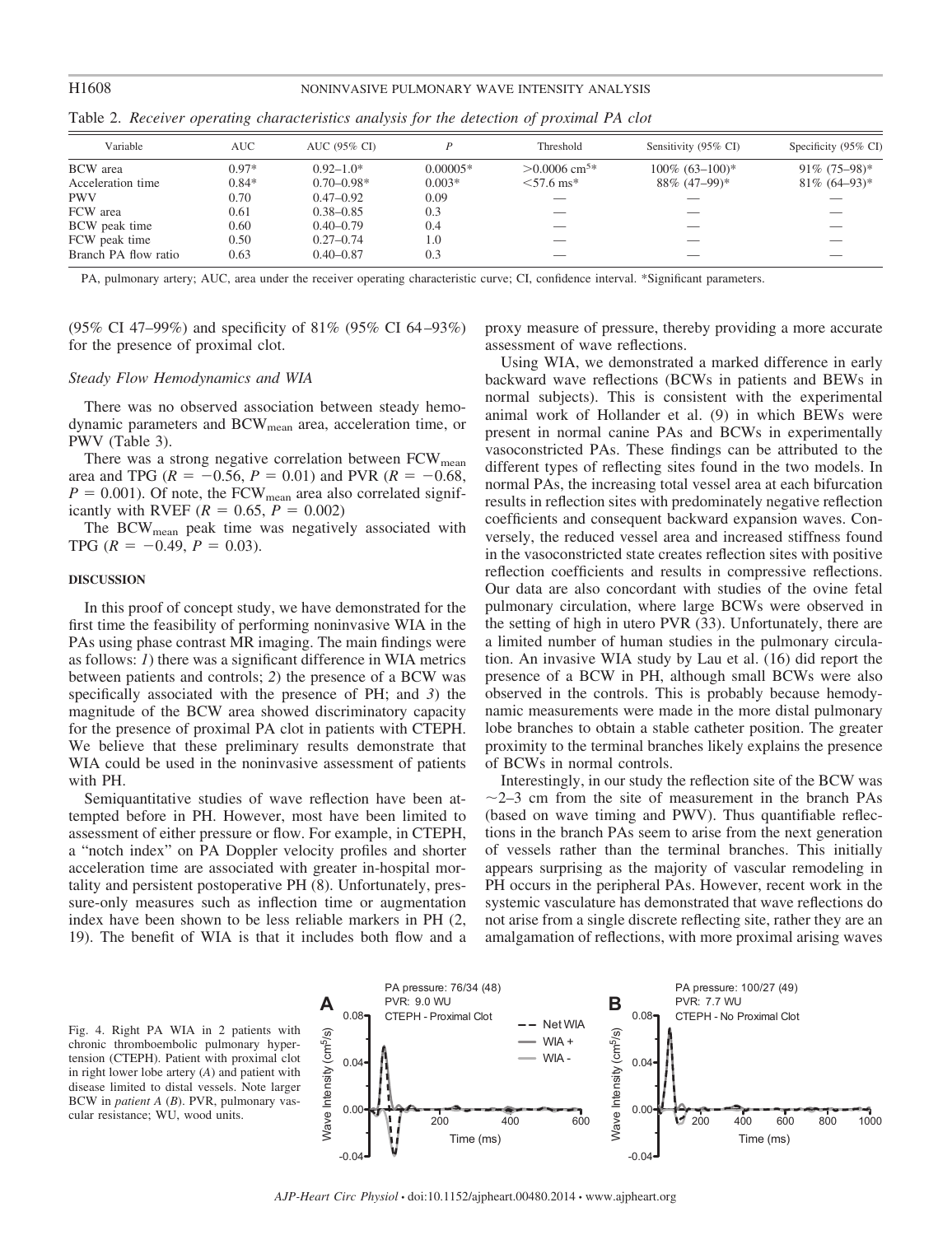Table 2. *Receiver operating characteristics analysis for the detection of proximal PA clot*

| Variable | AUC | AUC (95% CI) | P | Threshold | Sensitivity (95% CI) | Specificity (95% CI) |
|---|---|---|---|---|---|---|
| BCW area | 0.97* | 0.92–1.0* | 0.00005* | >0.0006 cm$^{5}$* | 100% (63–100)* | 91% (75–98)* |
| Acceleration time | 0.84* | 0.70–0.98* | 0.003* | <57.6 ms* | 88% (47–99)* | 81% (64–93)* |
| PWV | 0.70 | 0.47–0.92 | 0.09 | — | — | — |
| FCW area | 0.61 | 0.38–0.85 | 0.3 | — | — | — |
| BCW peak time | 0.60 | 0.40–0.79 | 0.4 | — | — | — |
| FCW peak time | 0.50 | 0.27–0.74 | 1.0 | — | — | — |
| Branch PA flow ratio | 0.63 | 0.40–0.87 | 0.3 | — | — | — |

PA, pulmonary artery; AUC, area under the receiver operating characteristic curve; CI, confidence interval. *Significant parameters.

(95% CI 47–99%) and specificity of 81% (95% CI 64–93%) for the presence of proximal clot.

### *Steady Flow Hemodynamics and WIA*

There was no observed association between steady hemodynamic parameters and $BCW_{mean}$ area, acceleration time, or PWV (Table 3).

There was a strong negative correlation between $FCW_{mean}$ area and TPG ($R = -0.56$, $P = 0.01$) and PVR ($R = -0.68$, $P = 0.001$). Of note, the $FCW_{mean}$ area also correlated significantly with RVEF ($R = 0.65$, $P = 0.002$)

The $BCW_{mean}$ peak time was negatively associated with TPG ($R = -0.49$, $P = 0.03$).

## DISCUSSION

In this proof of concept study, we have demonstrated for the first time the feasibility of performing noninvasive WIA in the PAs using phase contrast MR imaging. The main findings were as follows: *1*) there was a significant difference in WIA metrics between patients and controls; *2*) the presence of a BCW was specifically associated with the presence of PH; and *3*) the magnitude of the BCW area showed discriminatory capacity for the presence of proximal PA clot in patients with CTEPH. We believe that these preliminary results demonstrate that WIA could be used in the noninvasive assessment of patients with PH.

Semiquantitative studies of wave reflection have been attempted before in PH. However, most have been limited to assessment of either pressure or flow. For example, in CTEPH, a "notch index" on PA Doppler velocity profiles and shorter acceleration time are associated with greater in-hospital mortality and persistent postoperative PH (8). Unfortunately, pressure-only measures such as inflection time or augmentation index have been shown to be less reliable markers in PH (2, 19). The benefit of WIA is that it includes both flow and a proxy measure of pressure, thereby providing a more accurate assessment of wave reflections.

Using WIA, we demonstrated a marked difference in early backward wave reflections (BCWs in patients and BEWs in normal subjects). This is consistent with the experimental animal work of Hollander et al. (9) in which BEWs were present in normal canine PAs and BCWs in experimentally vasoconstricted PAs. These findings can be attributed to the different types of reflecting sites found in the two models. In normal PAs, the increasing total vessel area at each bifurcation results in reflection sites with predominately negative reflection coefficients and consequent backward expansion waves. Conversely, the reduced vessel area and increased stiffness found in the vasoconstricted state creates reflection sites with positive reflection coefficients and results in compressive reflections. Our data are also concordant with studies of the ovine fetal pulmonary circulation, where large BCWs were observed in the setting of high in utero PVR (33). Unfortunately, there are a limited number of human studies in the pulmonary circulation. An invasive WIA study by Lau et al. (16) did report the presence of a BCW in PH, although small BCWs were also observed in the controls. This is probably because hemodynamic measurements were made in the more distal pulmonary lobe branches to obtain a stable catheter position. The greater proximity to the terminal branches likely explains the presence of BCWs in normal controls.

Interestingly, in our study the reflection site of the BCW was ~2–3 cm from the site of measurement in the branch PAs (based on wave timing and PWV). Thus quantifiable reflections in the branch PAs seem to arise from the next generation of vessels rather than the terminal branches. This initially appears surprising as the majority of vascular remodeling in PH occurs in the peripheral PAs. However, recent work in the systemic vasculature has demonstrated that wave reflections do not arise from a single discrete reflecting site, rather they are an amalgamation of reflections, with more proximal arising waves

Fig. 4. Right PA WIA in 2 patients with chronic thromboembolic pulmonary hypertension (CTEPH). Patient with proximal clot in right lower lobe artery (*A*) and patient with disease limited to distal vessels. Note larger BCW in *patient A* (*B*). PVR, pulmonary vascular resistance; WU, wood units.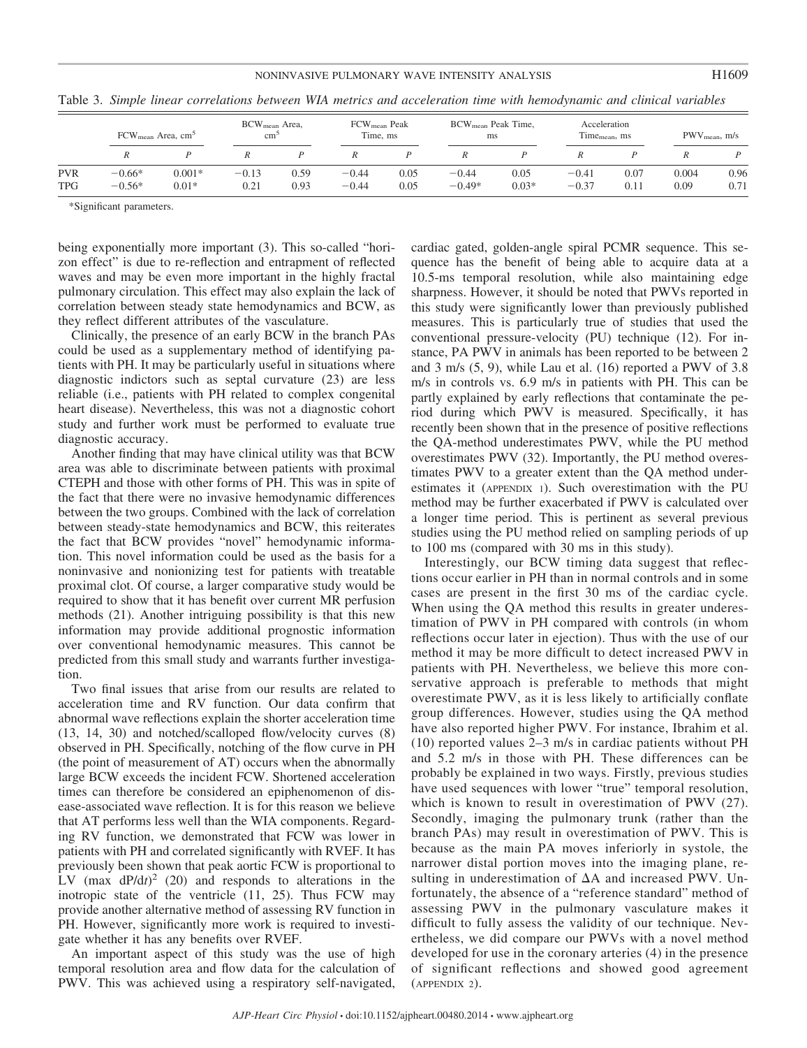Table 3. *Simple linear correlations between WIA metrics and acceleration time with hemodynamic and clinical variables*

| | $FCW_{mean}$ Area, $cm^5$ | | $BCW_{mean}$ Area, $cm^5$ | | $FCW_{mean}$ Peak Time, ms | | $BCW_{mean}$ Peak Time, ms | | Acceleration $Time_{mean}$, ms | | $PWV_{mean}$, m/s | |
|---|---|---|---|---|---|---|---|---|---|---|---|---|
| | *R* | *P* | *R* | *P* | *R* | *P* | *R* | *P* | *R* | *P* | *R* | *P* |
| PVR | −0.66* | 0.001* | −0.13 | 0.59 | −0.44 | 0.05 | −0.44 | 0.05 | −0.41 | 0.07 | 0.004 | 0.96 |
| TPG | −0.56* | 0.01* | 0.21 | 0.93 | −0.44 | 0.05 | −0.49* | 0.03* | −0.37 | 0.11 | 0.09 | 0.71 |

*Significant parameters.

being exponentially more important (3). This so-called "horizon effect" is due to re-reflection and entrapment of reflected waves and may be even more important in the highly fractal pulmonary circulation. This effect may also explain the lack of correlation between steady state hemodynamics and BCW, as they reflect different attributes of the vasculature.

Clinically, the presence of an early BCW in the branch PAs could be used as a supplementary method of identifying patients with PH. It may be particularly useful in situations where diagnostic indictors such as septal curvature (23) are less reliable (i.e., patients with PH related to complex congenital heart disease). Nevertheless, this was not a diagnostic cohort study and further work must be performed to evaluate true diagnostic accuracy.

Another finding that may have clinical utility was that BCW area was able to discriminate between patients with proximal CTEPH and those with other forms of PH. This was in spite of the fact that there were no invasive hemodynamic differences between the two groups. Combined with the lack of correlation between steady-state hemodynamics and BCW, this reiterates the fact that BCW provides "novel" hemodynamic information. This novel information could be used as the basis for a noninvasive and nonionizing test for patients with treatable proximal clot. Of course, a larger comparative study would be required to show that it has benefit over current MR perfusion methods (21). Another intriguing possibility is that this new information may provide additional prognostic information over conventional hemodynamic measures. This cannot be predicted from this small study and warrants further investigation.

Two final issues that arise from our results are related to acceleration time and RV function. Our data confirm that abnormal wave reflections explain the shorter acceleration time (13, 14, 30) and notched/scalloped flow/velocity curves (8) observed in PH. Specifically, notching of the flow curve in PH (the point of measurement of AT) occurs when the abnormally large BCW exceeds the incident FCW. Shortened acceleration times can therefore be considered an epiphenomenon of disease-associated wave reflection. It is for this reason we believe that AT performs less well than the WIA components. Regarding RV function, we demonstrated that FCW was lower in patients with PH and correlated significantly with RVEF. It has previously been shown that peak aortic FCW is proportional to LV (max $dP/dt)^2$ (20) and responds to alterations in the inotropic state of the ventricle (11, 25). Thus FCW may provide another alternative method of assessing RV function in PH. However, significantly more work is required to investigate whether it has any benefits over RVEF.

An important aspect of this study was the use of high temporal resolution area and flow data for the calculation of PWV. This was achieved using a respiratory self-navigated, cardiac gated, golden-angle spiral PCMR sequence. This sequence has the benefit of being able to acquire data at a 10.5-ms temporal resolution, while also maintaining edge sharpness. However, it should be noted that PWVs reported in this study were significantly lower than previously published measures. This is particularly true of studies that used the conventional pressure-velocity (PU) technique (12). For instance, PA PWV in animals has been reported to be between 2 and 3 m/s (5, 9), while Lau et al. (16) reported a PWV of 3.8 m/s in controls vs. 6.9 m/s in patients with PH. This can be partly explained by early reflections that contaminate the period during which PWV is measured. Specifically, it has recently been shown that in the presence of positive reflections the QA-method underestimates PWV, while the PU method overestimates PWV (32). Importantly, the PU method overestimates PWV to a greater extent than the QA method underestimates it (APPENDIX 1). Such overestimation with the PU method may be further exacerbated if PWV is calculated over a longer time period. This is pertinent as several previous studies using the PU method relied on sampling periods of up to 100 ms (compared with 30 ms in this study).

Interestingly, our BCW timing data suggest that reflections occur earlier in PH than in normal controls and in some cases are present in the first 30 ms of the cardiac cycle. When using the QA method this results in greater underestimation of PWV in PH compared with controls (in whom reflections occur later in ejection). Thus with the use of our method it may be more difficult to detect increased PWV in patients with PH. Nevertheless, we believe this more conservative approach is preferable to methods that might overestimate PWV, as it is less likely to artificially conflate group differences. However, studies using the QA method have also reported higher PWV. For instance, Ibrahim et al. (10) reported values 2–3 m/s in cardiac patients without PH and 5.2 m/s in those with PH. These differences can be probably be explained in two ways. Firstly, previous studies have used sequences with lower "true" temporal resolution, which is known to result in overestimation of PWV (27). Secondly, imaging the pulmonary trunk (rather than the branch PAs) may result in overestimation of PWV. This is because as the main PA moves inferiorly in systole, the narrower distal portion moves into the imaging plane, resulting in underestimation of $\Delta A$ and increased PWV. Unfortunately, the absence of a "reference standard" method of assessing PWV in the pulmonary vasculature makes it difficult to fully assess the validity of our technique. Nevertheless, we did compare our PWVs with a novel method developed for use in the coronary arteries (4) in the presence of significant reflections and showed good agreement (APPENDIX 2).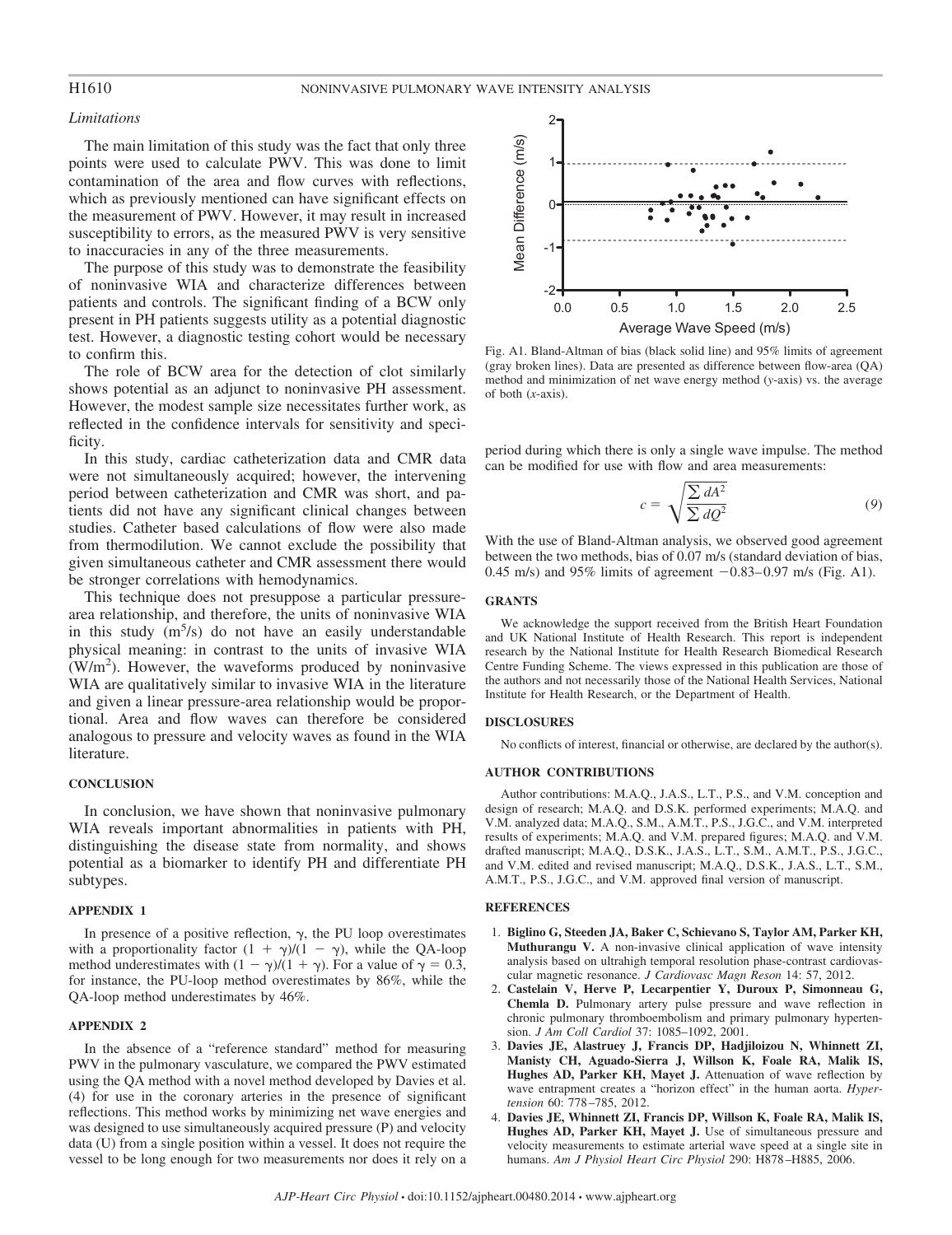### Limitations

The main limitation of this study was the fact that only three points were used to calculate PWV. This was done to limit contamination of the area and flow curves with reflections, which as previously mentioned can have significant effects on the measurement of PWV. However, it may result in increased susceptibility to errors, as the measured PWV is very sensitive to inaccuracies in any of the three measurements.

The purpose of this study was to demonstrate the feasibility of noninvasive WIA and characterize differences between patients and controls. The significant finding of a BCW only present in PH patients suggests utility as a potential diagnostic test. However, a diagnostic testing cohort would be necessary to confirm this.

The role of BCW area for the detection of clot similarly shows potential as an adjunct to noninvasive PH assessment. However, the modest sample size necessitates further work, as reflected in the confidence intervals for sensitivity and specificity.

In this study, cardiac catheterization data and CMR data were not simultaneously acquired; however, the intervening period between catheterization and CMR was short, and patients did not have any significant clinical changes between studies. Catheter based calculations of flow were also made from thermodilution. We cannot exclude the possibility that given simultaneous catheter and CMR assessment there would be stronger correlations with hemodynamics.

This technique does not presuppose a particular pressure-area relationship, and therefore, the units of noninvasive WIA in this study ($m^5/s$) do not have an easily understandable physical meaning: in contrast to the units of invasive WIA ($W/m^2$). However, the waveforms produced by noninvasive WIA are qualitatively similar to invasive WIA in the literature and given a linear pressure-area relationship would be proportional. Area and flow waves can therefore be considered analogous to pressure and velocity waves as found in the WIA literature.

## CONCLUSION

In conclusion, we have shown that noninvasive pulmonary WIA reveals important abnormalities in patients with PH, distinguishing the disease state from normality, and shows potential as a biomarker to identify PH and differentiate PH subtypes.

## APPENDIX 1

In presence of a positive reflection, $\gamma$, the PU loop overestimates with a proportionality factor $(1 + \gamma)/(1 - \gamma)$, while the QA-loop method underestimates with $(1 - \gamma)/(1 + \gamma)$. For a value of $\gamma = 0.3$, for instance, the PU-loop method overestimates by 86%, while the QA-loop method underestimates by 46%.

## APPENDIX 2

In the absence of a "reference standard" method for measuring PWV in the pulmonary vasculature, we compared the PWV estimated using the QA method with a novel method developed by Davies et al. (4) for use in the coronary arteries in the presence of significant reflections. This method works by minimizing net wave energies and was designed to use simultaneously acquired pressure (P) and velocity data (U) from a single position within a vessel. It does not require the vessel to be long enough for two measurements nor does it rely on a period during which there is only a single wave impulse. The method can be modified for use with flow and area measurements:

$$c = \sqrt{\frac{\sum dA^2}{\sum dQ^2}} \tag{9}$$

With the use of Bland-Altman analysis, we observed good agreement between the two methods, bias of 0.07 m/s (standard deviation of bias, 0.45 m/s) and 95% limits of agreement −0.83–0.97 m/s (Fig. A1).

Fig. A1. Bland-Altman of bias (black solid line) and 95% limits of agreement (gray broken lines). Data are presented as difference between flow-area (QA) method and minimization of net wave energy method (*y*-axis) vs. the average of both (*x*-axis).

## GRANTS

We acknowledge the support received from the British Heart Foundation and UK National Institute of Health Research. This report is independent research by the National Institute for Health Research Biomedical Research Centre Funding Scheme. The views expressed in this publication are those of the authors and not necessarily those of the National Health Services, National Institute for Health Research, or the Department of Health.

## DISCLOSURES

No conflicts of interest, financial or otherwise, are declared by the author(s).

## AUTHOR CONTRIBUTIONS

Author contributions: M.A.Q., J.A.S., L.T., P.S., and V.M. conception and design of research; M.A.Q. and D.S.K. performed experiments; M.A.Q. and V.M. analyzed data; M.A.Q., S.M., A.M.T., P.S., J.G.C., and V.M. interpreted results of experiments; M.A.Q. and V.M. prepared figures; M.A.Q. and V.M. drafted manuscript; M.A.Q., D.S.K., J.A.S., L.T., S.M., A.M.T., P.S., J.G.C., and V.M. edited and revised manuscript; M.A.Q., D.S.K., J.A.S., L.T., S.M., A.M.T., P.S., J.G.C., and V.M. approved final version of manuscript.

## REFERENCES

1. **Biglino G, Steeden JA, Baker C, Schievano S, Taylor AM, Parker KH, Muthurangu V.** A non-invasive clinical application of wave intensity analysis based on ultrahigh temporal resolution phase-contrast cardiovascular magnetic resonance. *J Cardiovasc Magn Reson* 14: 57, 2012.
2. **Castelain V, Herve P, Lecarpentier Y, Duroux P, Simonneau G, Chemla D.** Pulmonary artery pulse pressure and wave reflection in chronic pulmonary thromboembolism and primary pulmonary hypertension. *J Am Coll Cardiol* 37: 1085–1092, 2001.
3. **Davies JE, Alastruey J, Francis DP, Hadjiloizou N, Whinnett ZI, Manisty CH, Aguado-Sierra J, Willson K, Foale RA, Malik IS, Hughes AD, Parker KH, Mayet J.** Attenuation of wave reflection by wave entrapment creates a "horizon effect" in the human aorta. *Hypertension* 60: 778–785, 2012.
4. **Davies JE, Whinnett ZI, Francis DP, Willson K, Foale RA, Malik IS, Hughes AD, Parker KH, Mayet J.** Use of simultaneous pressure and velocity measurements to estimate arterial wave speed at a single site in humans. *Am J Physiol Heart Circ Physiol* 290: H878–H885, 2006.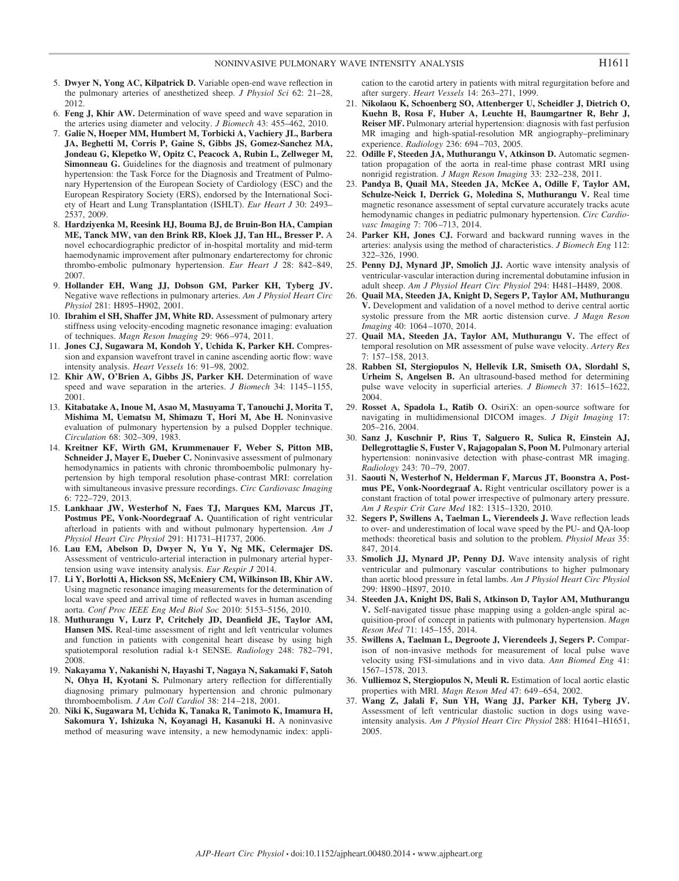5. **Dwyer N, Yong AC, Kilpatrick D.** Variable open-end wave reflection in the pulmonary arteries of anesthetized sheep. *J Physiol Sci* 62: 21–28, 2012.
6. **Feng J, Khir AW.** Determination of wave speed and wave separation in the arteries using diameter and velocity. *J Biomech* 43: 455–462, 2010.
7. **Galie N, Hoeper MM, Humbert M, Torbicki A, Vachiery JL, Barbera JA, Beghetti M, Corris P, Gaine S, Gibbs JS, Gomez-Sanchez MA, Jondeau G, Klepetko W, Opitz C, Peacock A, Rubin L, Zellweger M, Simonneau G.** Guidelines for the diagnosis and treatment of pulmonary hypertension: the Task Force for the Diagnosis and Treatment of Pulmonary Hypertension of the European Society of Cardiology (ESC) and the European Respiratory Society (ERS), endorsed by the International Society of Heart and Lung Transplantation (ISHLT). *Eur Heart J* 30: 2493–2537, 2009.
8. **Hardziyenka M, Reesink HJ, Bouma BJ, de Bruin-Bon HA, Campian ME, Tanck MW, van den Brink RB, Kloek JJ, Tan HL, Bresser P.** A novel echocardiographic predictor of in-hospital mortality and mid-term haemodynamic improvement after pulmonary endarterectomy for chronic thrombo-embolic pulmonary hypertension. *Eur Heart J* 28: 842–849, 2007.
9. **Hollander EH, Wang JJ, Dobson GM, Parker KH, Tyberg JV.** Negative wave reflections in pulmonary arteries. *Am J Physiol Heart Circ Physiol* 281: H895–H902, 2001.
10. **Ibrahim el SH, Shaffer JM, White RD.** Assessment of pulmonary artery stiffness using velocity-encoding magnetic resonance imaging: evaluation of techniques. *Magn Reson Imaging* 29: 966–974, 2011.
11. **Jones CJ, Sugawara M, Kondoh Y, Uchida K, Parker KH.** Compression and expansion wavefront travel in canine ascending aortic flow: wave intensity analysis. *Heart Vessels* 16: 91–98, 2002.
12. **Khir AW, O'Brien A, Gibbs JS, Parker KH.** Determination of wave speed and wave separation in the arteries. *J Biomech* 34: 1145–1155, 2001.
13. **Kitabatake A, Inoue M, Asao M, Masuyama T, Tanouchi J, Morita T, Mishima M, Uematsu M, Shimazu T, Hori M, Abe H.** Noninvasive evaluation of pulmonary hypertension by a pulsed Doppler technique. *Circulation* 68: 302–309, 1983.
14. **Kreitner KF, Wirth GM, Krummenauer F, Weber S, Pitton MB, Schneider J, Mayer E, Dueber C.** Noninvasive assessment of pulmonary hemodynamics in patients with chronic thromboembolic pulmonary hypertension by high temporal resolution phase-contrast MRI: correlation with simultaneous invasive pressure recordings. *Circ Cardiovasc Imaging* 6: 722–729, 2013.
15. **Lankhaar JW, Westerhof N, Faes TJ, Marques KM, Marcus JT, Postmus PE, Vonk-Noordegraaf A.** Quantification of right ventricular afterload in patients with and without pulmonary hypertension. *Am J Physiol Heart Circ Physiol* 291: H1731–H1737, 2006.
16. **Lau EM, Abelson D, Dwyer N, Yu Y, Ng MK, Celermajer DS.** Assessment of ventriculo-arterial interaction in pulmonary arterial hypertension using wave intensity analysis. *Eur Respir J* 2014.
17. **Li Y, Borlotti A, Hickson SS, McEniery CM, Wilkinson IB, Khir AW.** Using magnetic resonance imaging measurements for the determination of local wave speed and arrival time of reflected waves in human ascending aorta. *Conf Proc IEEE Eng Med Biol Soc* 2010: 5153–5156, 2010.
18. **Muthurangu V, Lurz P, Critchely JD, Deanfield JE, Taylor AM, Hansen MS.** Real-time assessment of right and left ventricular volumes and function in patients with congenital heart disease by using high spatiotemporal resolution radial k-t SENSE. *Radiology* 248: 782–791, 2008.
19. **Nakayama Y, Nakanishi N, Hayashi T, Nagaya N, Sakamaki F, Satoh N, Ohya H, Kyotani S.** Pulmonary artery reflection for differentially diagnosing primary pulmonary hypertension and chronic pulmonary thromboembolism. *J Am Coll Cardiol* 38: 214–218, 2001.
20. **Niki K, Sugawara M, Uchida K, Tanaka R, Tanimoto K, Imamura H, Sakomura Y, Ishizuka N, Koyanagi H, Kasanuki H.** A noninvasive method of measuring wave intensity, a new hemodynamic index: application to the carotid artery in patients with mitral regurgitation before and after surgery. *Heart Vessels* 14: 263–271, 1999.
21. **Nikolaou K, Schoenberg SO, Attenberger U, Scheidler J, Dietrich O, Kuehn B, Rosa F, Huber A, Leuchte H, Baumgartner R, Behr J, Reiser MF.** Pulmonary arterial hypertension: diagnosis with fast perfusion MR imaging and high-spatial-resolution MR angiography–preliminary experience. *Radiology* 236: 694–703, 2005.
22. **Odille F, Steeden JA, Muthurangu V, Atkinson D.** Automatic segmentation propagation of the aorta in real-time phase contrast MRI using nonrigid registration. *J Magn Reson Imaging* 33: 232–238, 2011.
23. **Pandya B, Quail MA, Steeden JA, McKee A, Odille F, Taylor AM, Schulze-Neick I, Derrick G, Moledina S, Muthurangu V.** Real time magnetic resonance assessment of septal curvature accurately tracks acute hemodynamic changes in pediatric pulmonary hypertension. *Circ Cardiovasc Imaging* 7: 706–713, 2014.
24. **Parker KH, Jones CJ.** Forward and backward running waves in the arteries: analysis using the method of characteristics. *J Biomech Eng* 112: 322–326, 1990.
25. **Penny DJ, Mynard JP, Smolich JJ.** Aortic wave intensity analysis of ventricular-vascular interaction during incremental dobutamine infusion in adult sheep. *Am J Physiol Heart Circ Physiol* 294: H481–H489, 2008.
26. **Quail MA, Steeden JA, Knight D, Segers P, Taylor AM, Muthurangu V.** Development and validation of a novel method to derive central aortic systolic pressure from the MR aortic distension curve. *J Magn Reson Imaging* 40: 1064–1070, 2014.
27. **Quail MA, Steeden JA, Taylor AM, Muthurangu V.** The effect of temporal resolution on MR assessment of pulse wave velocity. *Artery Res* 7: 157–158, 2013.
28. **Rabben SI, Stergiopulos N, Hellevik LR, Smiseth OA, Slordahl S, Urheim S, Angelsen B.** An ultrasound-based method for determining pulse wave velocity in superficial arteries. *J Biomech* 37: 1615–1622, 2004.
29. **Rosset A, Spadola L, Ratib O.** OsiriX: an open-source software for navigating in multidimensional DICOM images. *J Digit Imaging* 17: 205–216, 2004.
30. **Sanz J, Kuschnir P, Rius T, Salguero R, Sulica R, Einstein AJ, Dellegrottaglie S, Fuster V, Rajagopalan S, Poon M.** Pulmonary arterial hypertension: noninvasive detection with phase-contrast MR imaging. *Radiology* 243: 70–79, 2007.
31. **Saouti N, Westerhof N, Helderman F, Marcus JT, Boonstra A, Postmus PE, Vonk-Noordegraaf A.** Right ventricular oscillatory power is a constant fraction of total power irrespective of pulmonary artery pressure. *Am J Respir Crit Care Med* 182: 1315–1320, 2010.
32. **Segers P, Swillens A, Taelman L, Vierendeels J.** Wave reflection leads to over- and underestimation of local wave speed by the PU- and QA-loop methods: theoretical basis and solution to the problem. *Physiol Meas* 35: 847, 2014.
33. **Smolich JJ, Mynard JP, Penny DJ.** Wave intensity analysis of right ventricular and pulmonary vascular contributions to higher pulmonary than aortic blood pressure in fetal lambs. *Am J Physiol Heart Circ Physiol* 299: H890–H897, 2010.
34. **Steeden JA, Knight DS, Bali S, Atkinson D, Taylor AM, Muthurangu V.** Self-navigated tissue phase mapping using a golden-angle spiral acquisition-proof of concept in patients with pulmonary hypertension. *Magn Reson Med* 71: 145–155, 2014.
35. **Swillens A, Taelman L, Degroote J, Vierendeels J, Segers P.** Comparison of non-invasive methods for measurement of local pulse wave velocity using FSI-simulations and in vivo data. *Ann Biomed Eng* 41: 1567–1578, 2013.
36. **Vulliemoz S, Stergiopulos N, Meuli R.** Estimation of local aortic elastic properties with MRI. *Magn Reson Med* 47: 649–654, 2002.
37. **Wang Z, Jalali F, Sun YH, Wang JJ, Parker KH, Tyberg JV.** Assessment of left ventricular diastolic suction in dogs using wave-intensity analysis. *Am J Physiol Heart Circ Physiol* 288: H1641–H1651, 2005.